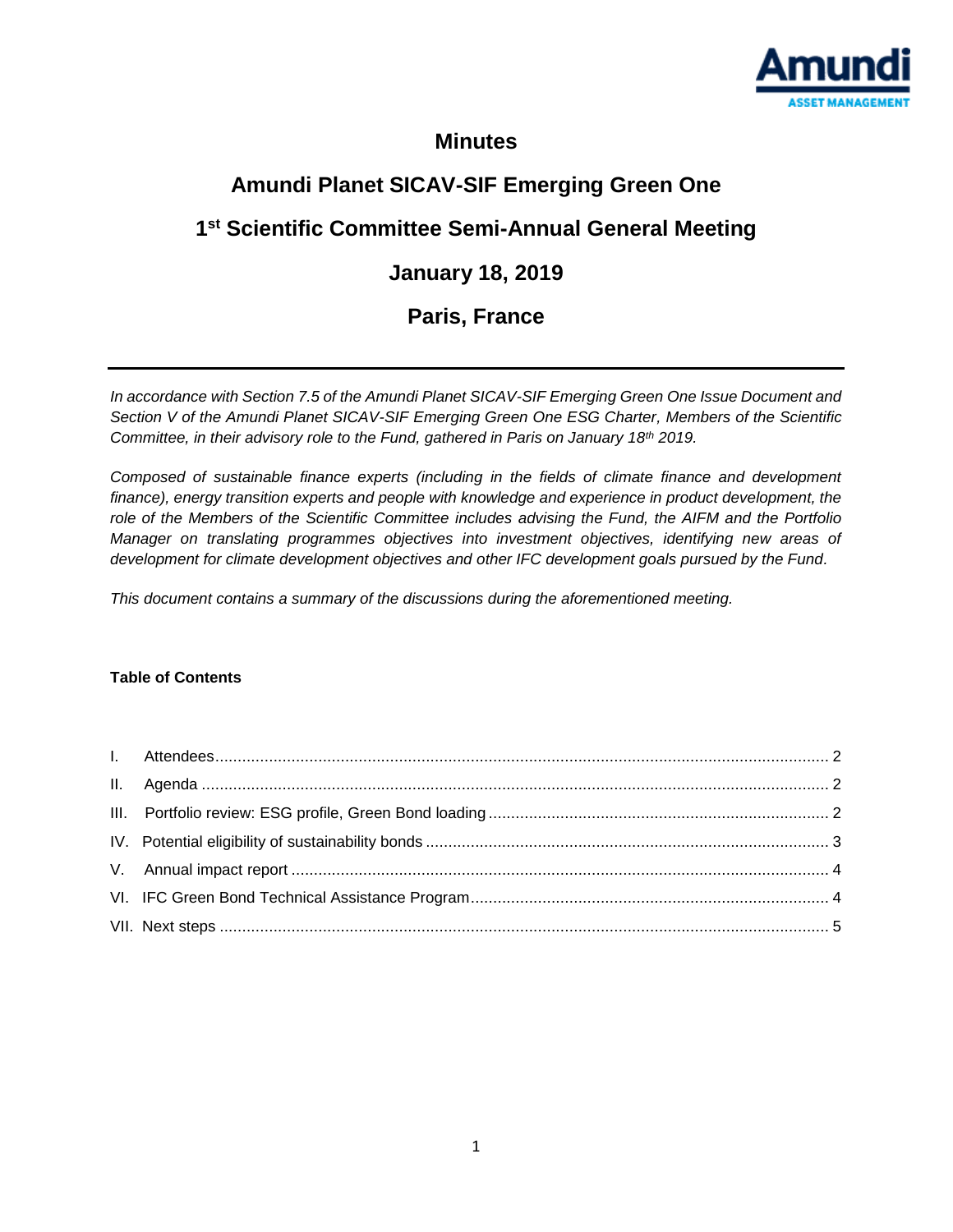# Minutes

## Amundi Planet SICAV-SIF Emerging Green One

## 1st Scientific Committee Semi-Annual General Meeting

## January 18, 2019

## Paris, France

---

*In accordance with Section 7.5 of the Amundi Planet SICAV-SIF Emerging Green One Issue Document and Section V of the Amundi Planet SICAV-SIF Emerging Green One ESG Charter, Members of the Scientific Committee, in their advisory role to the Fund, gathered in Paris on January 18th 2019.*

*Composed of sustainable finance experts (including in the fields of climate finance and development finance), energy transition experts and people with knowledge and experience in product development, the role of the Members of the Scientific Committee includes advising the Fund, the AIFM and the Portfolio Manager on translating programmes objectives into investment objectives, identifying new areas of development for climate development objectives and other IFC development goals pursued by the Fund.*

*This document contains a summary of the discussions during the aforementioned meeting.*

**Table of Contents**

I. Attendees ........ 2
II. Agenda ........ 2
III. Portfolio review: ESG profile, Green Bond loading ........ 2
IV. Potential eligibility of sustainability bonds ........ 3
V. Annual impact report ........ 4
VI. IFC Green Bond Technical Assistance Program ........ 4
VII. Next steps ........ 5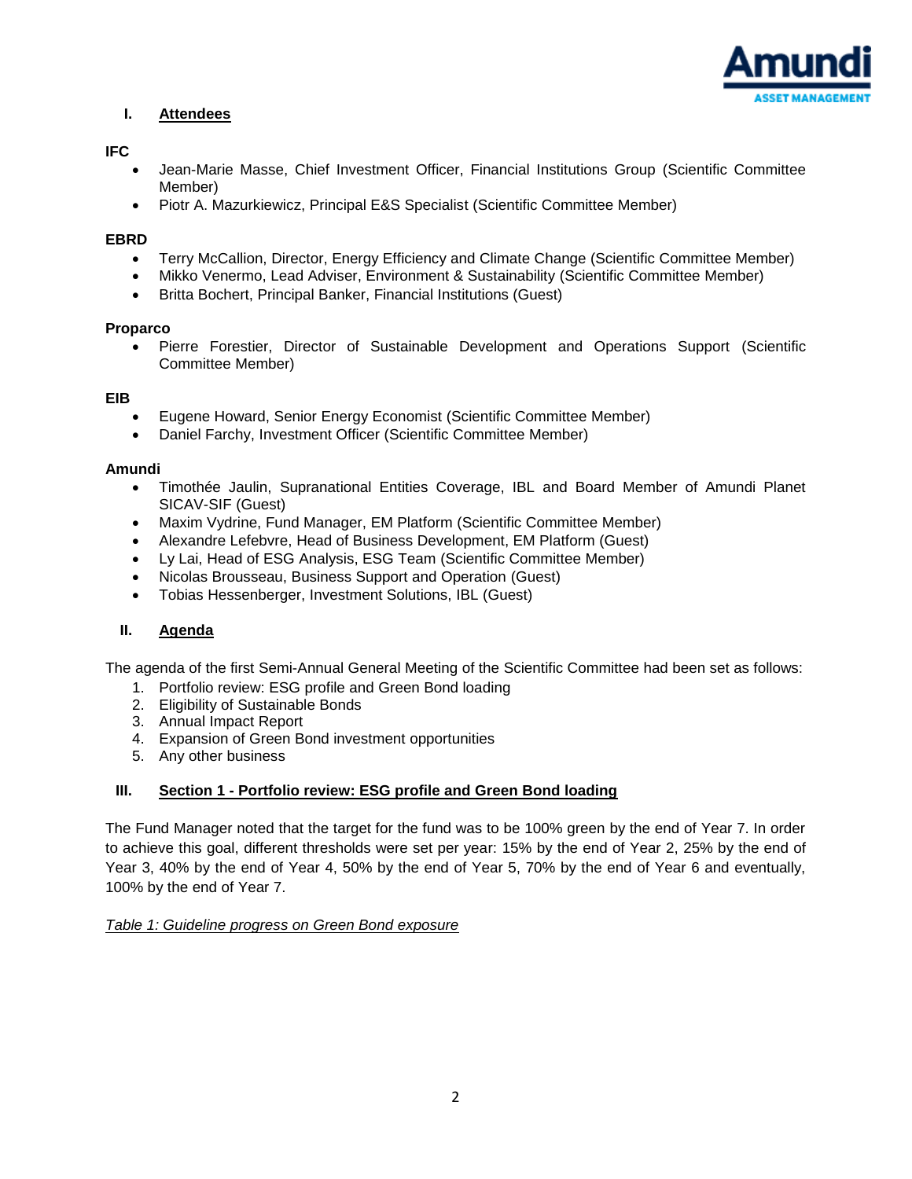## I. Attendees

**IFC**

- Jean-Marie Masse, Chief Investment Officer, Financial Institutions Group (Scientific Committee Member)
- Piotr A. Mazurkiewicz, Principal E&S Specialist (Scientific Committee Member)

**EBRD**

- Terry McCallion, Director, Energy Efficiency and Climate Change (Scientific Committee Member)
- Mikko Venermo, Lead Adviser, Environment & Sustainability (Scientific Committee Member)
- Britta Bochert, Principal Banker, Financial Institutions (Guest)

**Proparco**

- Pierre Forestier, Director of Sustainable Development and Operations Support (Scientific Committee Member)

**EIB**

- Eugene Howard, Senior Energy Economist (Scientific Committee Member)
- Daniel Farchy, Investment Officer (Scientific Committee Member)

**Amundi**

- Timothée Jaulin, Supranational Entities Coverage, IBL and Board Member of Amundi Planet SICAV-SIF (Guest)
- Maxim Vydrine, Fund Manager, EM Platform (Scientific Committee Member)
- Alexandre Lefebvre, Head of Business Development, EM Platform (Guest)
- Ly Lai, Head of ESG Analysis, ESG Team (Scientific Committee Member)
- Nicolas Brousseau, Business Support and Operation (Guest)
- Tobias Hessenberger, Investment Solutions, IBL (Guest)

## II. Agenda

The agenda of the first Semi-Annual General Meeting of the Scientific Committee had been set as follows:

1. Portfolio review: ESG profile and Green Bond loading
2. Eligibility of Sustainable Bonds
3. Annual Impact Report
4. Expansion of Green Bond investment opportunities
5. Any other business

## III. Section 1 - Portfolio review: ESG profile and Green Bond loading

The Fund Manager noted that the target for the fund was to be 100% green by the end of Year 7. In order to achieve this goal, different thresholds were set per year: 15% by the end of Year 2, 25% by the end of Year 3, 40% by the end of Year 4, 50% by the end of Year 5, 70% by the end of Year 6 and eventually, 100% by the end of Year 7.

*Table 1: Guideline progress on Green Bond exposure*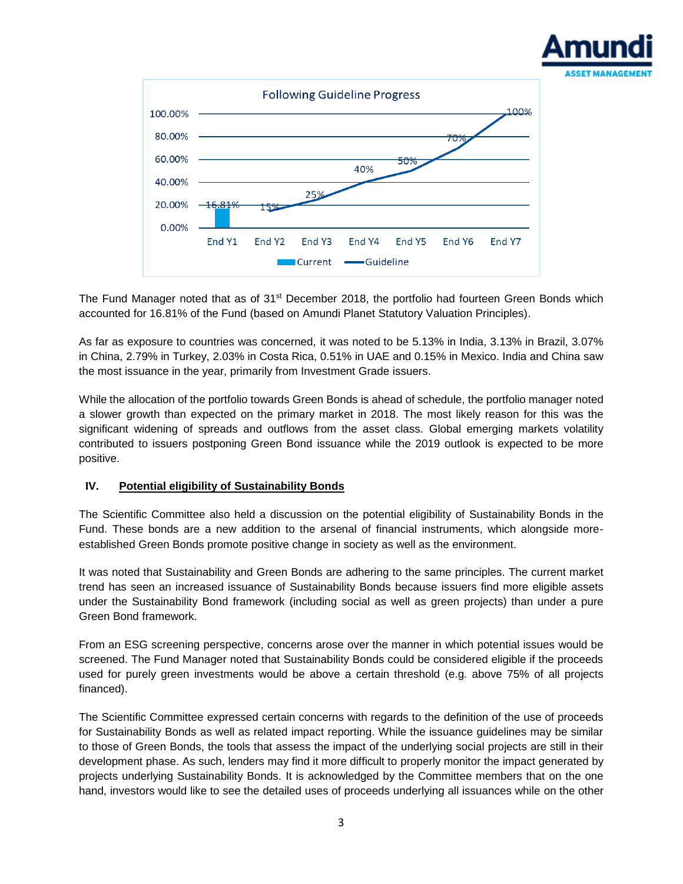The Fund Manager noted that as of 31st December 2018, the portfolio had fourteen Green Bonds which accounted for 16.81% of the Fund (based on Amundi Planet Statutory Valuation Principles).

As far as exposure to countries was concerned, it was noted to be 5.13% in India, 3.13% in Brazil, 3.07% in China, 2.79% in Turkey, 2.03% in Costa Rica, 0.51% in UAE and 0.15% in Mexico. India and China saw the most issuance in the year, primarily from Investment Grade issuers.

While the allocation of the portfolio towards Green Bonds is ahead of schedule, the portfolio manager noted a slower growth than expected on the primary market in 2018. The most likely reason for this was the significant widening of spreads and outflows from the asset class. Global emerging markets volatility contributed to issuers postponing Green Bond issuance while the 2019 outlook is expected to be more positive.

## IV. Potential eligibility of Sustainability Bonds

The Scientific Committee also held a discussion on the potential eligibility of Sustainability Bonds in the Fund. These bonds are a new addition to the arsenal of financial instruments, which alongside more-established Green Bonds promote positive change in society as well as the environment.

It was noted that Sustainability and Green Bonds are adhering to the same principles. The current market trend has seen an increased issuance of Sustainability Bonds because issuers find more eligible assets under the Sustainability Bond framework (including social as well as green projects) than under a pure Green Bond framework.

From an ESG screening perspective, concerns arose over the manner in which potential issues would be screened. The Fund Manager noted that Sustainability Bonds could be considered eligible if the proceeds used for purely green investments would be above a certain threshold (e.g. above 75% of all projects financed).

The Scientific Committee expressed certain concerns with regards to the definition of the use of proceeds for Sustainability Bonds as well as related impact reporting. While the issuance guidelines may be similar to those of Green Bonds, the tools that assess the impact of the underlying social projects are still in their development phase. As such, lenders may find it more difficult to properly monitor the impact generated by projects underlying Sustainability Bonds. It is acknowledged by the Committee members that on the one hand, investors would like to see the detailed uses of proceeds underlying all issuances while on the other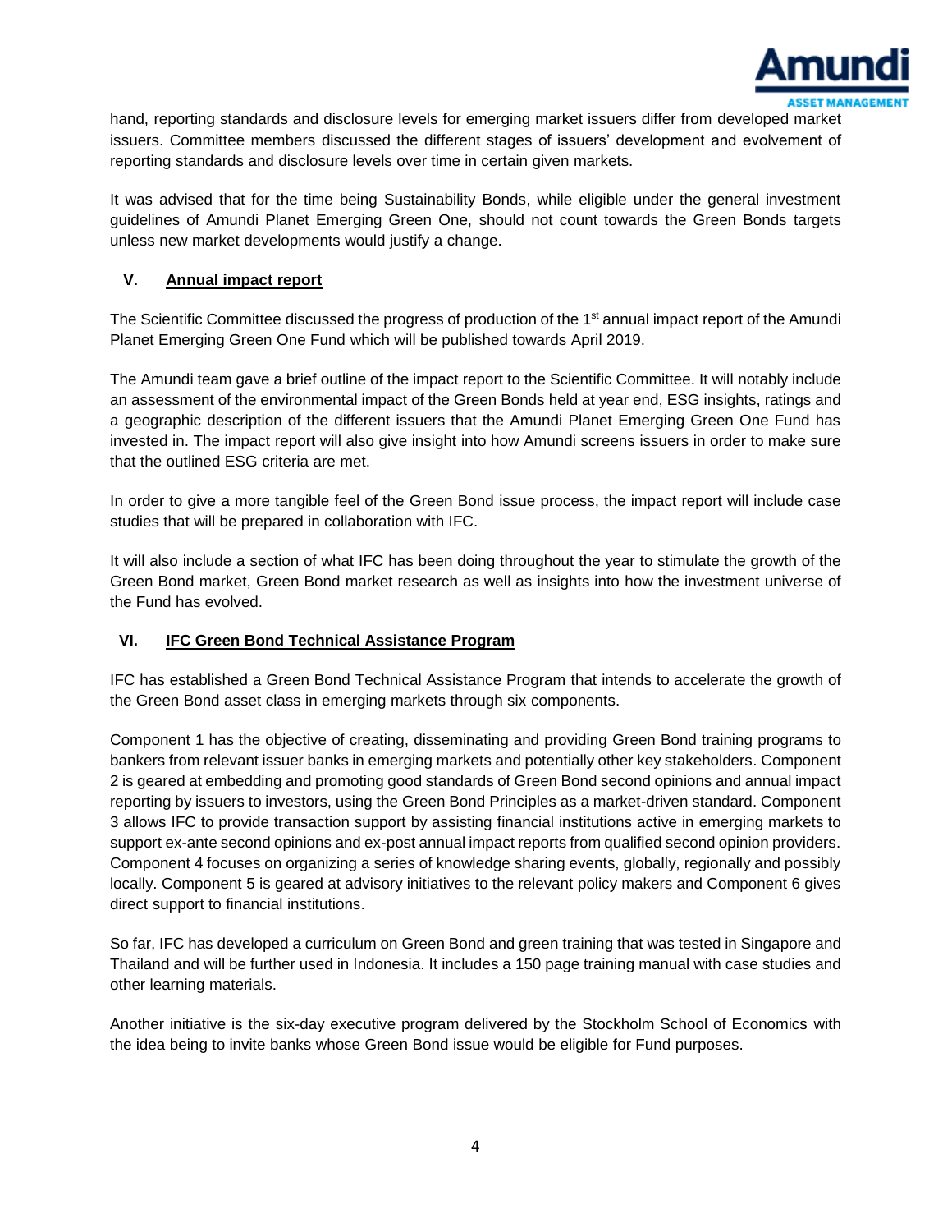hand, reporting standards and disclosure levels for emerging market issuers differ from developed market issuers. Committee members discussed the different stages of issuers' development and evolvement of reporting standards and disclosure levels over time in certain given markets.

It was advised that for the time being Sustainability Bonds, while eligible under the general investment guidelines of Amundi Planet Emerging Green One, should not count towards the Green Bonds targets unless new market developments would justify a change.

## V. Annual impact report

The Scientific Committee discussed the progress of production of the 1st annual impact report of the Amundi Planet Emerging Green One Fund which will be published towards April 2019.

The Amundi team gave a brief outline of the impact report to the Scientific Committee. It will notably include an assessment of the environmental impact of the Green Bonds held at year end, ESG insights, ratings and a geographic description of the different issuers that the Amundi Planet Emerging Green One Fund has invested in. The impact report will also give insight into how Amundi screens issuers in order to make sure that the outlined ESG criteria are met.

In order to give a more tangible feel of the Green Bond issue process, the impact report will include case studies that will be prepared in collaboration with IFC.

It will also include a section of what IFC has been doing throughout the year to stimulate the growth of the Green Bond market, Green Bond market research as well as insights into how the investment universe of the Fund has evolved.

## VI. IFC Green Bond Technical Assistance Program

IFC has established a Green Bond Technical Assistance Program that intends to accelerate the growth of the Green Bond asset class in emerging markets through six components.

Component 1 has the objective of creating, disseminating and providing Green Bond training programs to bankers from relevant issuer banks in emerging markets and potentially other key stakeholders. Component 2 is geared at embedding and promoting good standards of Green Bond second opinions and annual impact reporting by issuers to investors, using the Green Bond Principles as a market-driven standard. Component 3 allows IFC to provide transaction support by assisting financial institutions active in emerging markets to support ex-ante second opinions and ex-post annual impact reports from qualified second opinion providers. Component 4 focuses on organizing a series of knowledge sharing events, globally, regionally and possibly locally. Component 5 is geared at advisory initiatives to the relevant policy makers and Component 6 gives direct support to financial institutions.

So far, IFC has developed a curriculum on Green Bond and green training that was tested in Singapore and Thailand and will be further used in Indonesia. It includes a 150 page training manual with case studies and other learning materials.

Another initiative is the six-day executive program delivered by the Stockholm School of Economics with the idea being to invite banks whose Green Bond issue would be eligible for Fund purposes.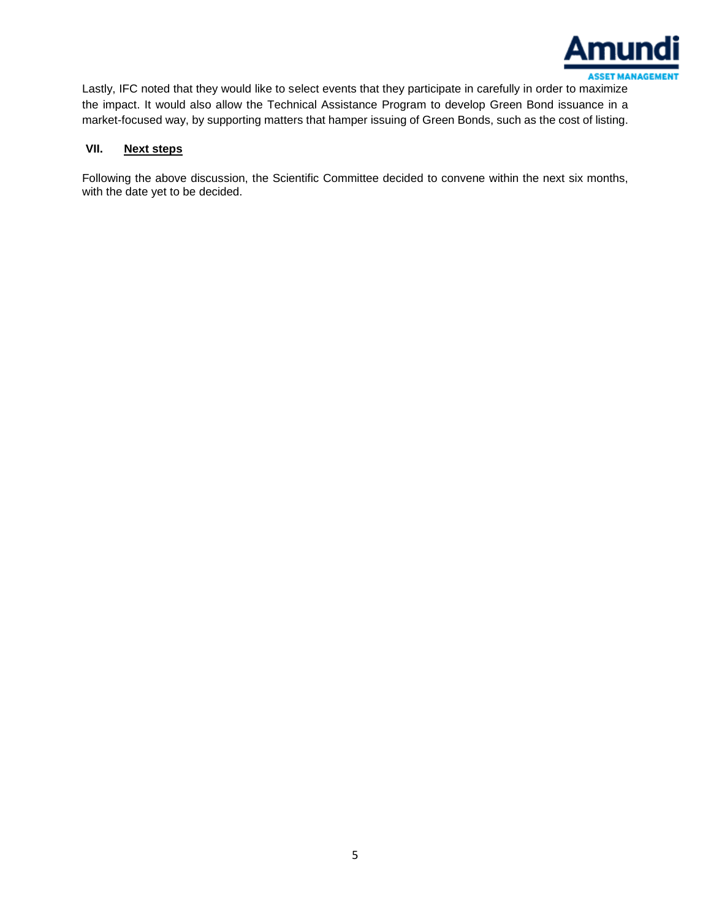Lastly, IFC noted that they would like to select events that they participate in carefully in order to maximize the impact. It would also allow the Technical Assistance Program to develop Green Bond issuance in a market-focused way, by supporting matters that hamper issuing of Green Bonds, such as the cost of listing.

## VII. Next steps

Following the above discussion, the Scientific Committee decided to convene within the next six months, with the date yet to be decided.